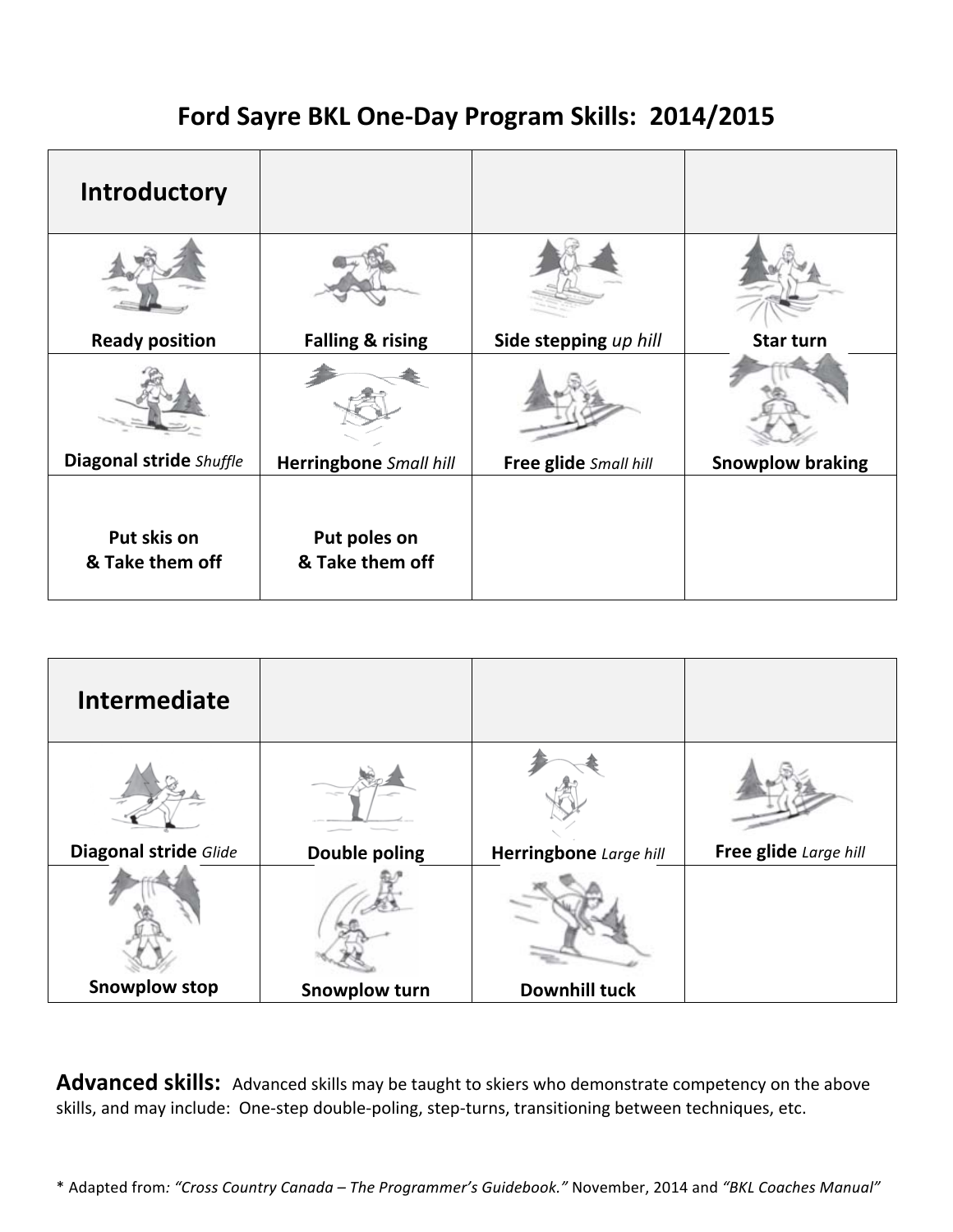# Ford Sayre BKL One-Day Program Skills: 2014/2015

| Introductory | | | |
|---|---|---|---|
| **Ready position** | **Falling & rising** | **Side stepping** *up hill* | **Star turn** |
| **Diagonal stride** *Shuffle* | **Herringbone** *Small hill* | **Free glide** *Small hill* | **Snowplow braking** |
| **Put skis on & Take them off** | **Put poles on & Take them off** | | |

| Intermediate | | | |
|---|---|---|---|
| **Diagonal stride** *Glide* | **Double poling** | **Herringbone** *Large hill* | **Free glide** *Large hill* |
| **Snowplow stop** | **Snowplow turn** | **Downhill tuck** | |

**Advanced skills:** Advanced skills may be taught to skiers who demonstrate competency on the above skills, and may include: One-step double-poling, step-turns, transitioning between techniques, etc.

\* Adapted from: *"Cross Country Canada – The Programmer's Guidebook."* November, 2014 and *"BKL Coaches Manual"*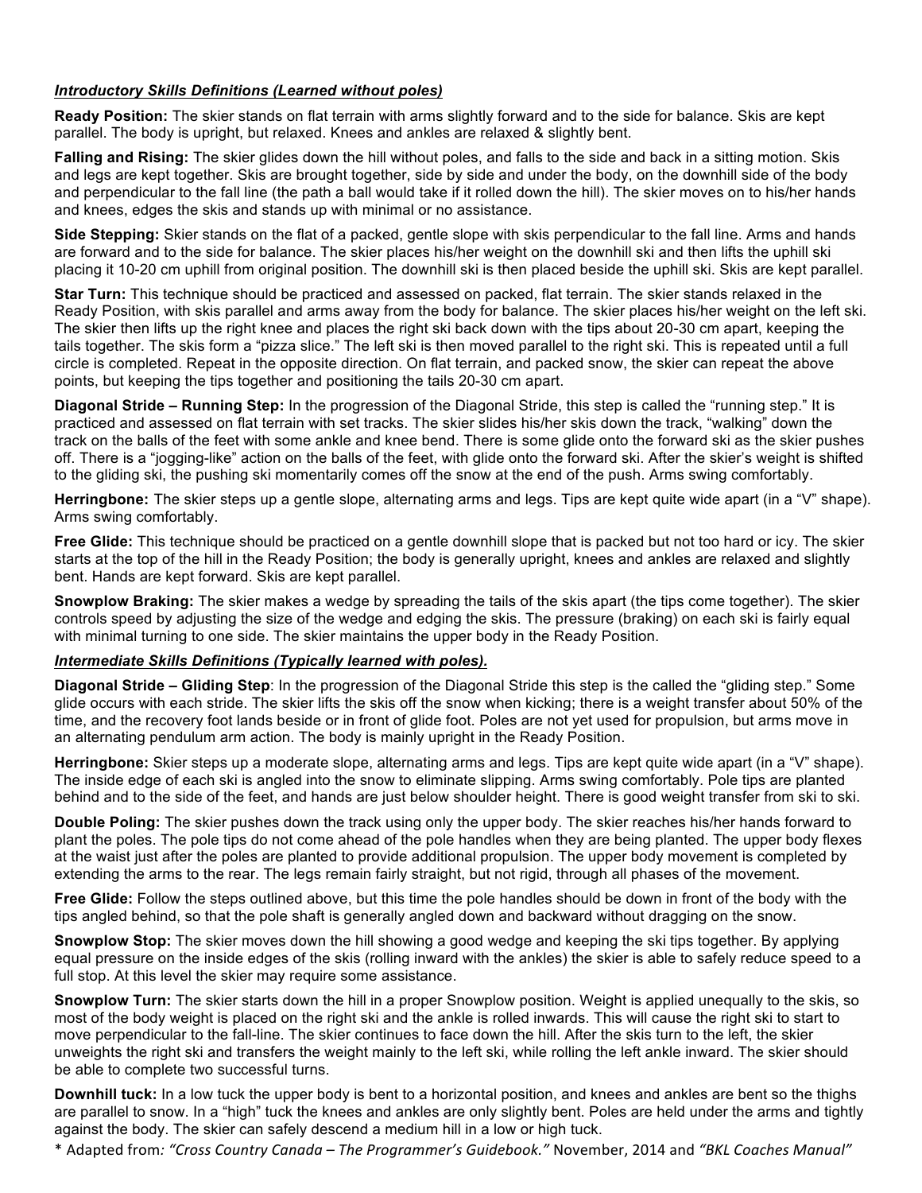***Introductory Skills Definitions (Learned without poles)***

**Ready Position:** The skier stands on flat terrain with arms slightly forward and to the side for balance. Skis are kept parallel. The body is upright, but relaxed. Knees and ankles are relaxed & slightly bent.

**Falling and Rising:** The skier glides down the hill without poles, and falls to the side and back in a sitting motion. Skis and legs are kept together. Skis are brought together, side by side and under the body, on the downhill side of the body and perpendicular to the fall line (the path a ball would take if it rolled down the hill). The skier moves on to his/her hands and knees, edges the skis and stands up with minimal or no assistance.

**Side Stepping:** Skier stands on the flat of a packed, gentle slope with skis perpendicular to the fall line. Arms and hands are forward and to the side for balance. The skier places his/her weight on the downhill ski and then lifts the uphill ski placing it 10-20 cm uphill from original position. The downhill ski is then placed beside the uphill ski. Skis are kept parallel.

**Star Turn:** This technique should be practiced and assessed on packed, flat terrain. The skier stands relaxed in the Ready Position, with skis parallel and arms away from the body for balance. The skier places his/her weight on the left ski. The skier then lifts up the right knee and places the right ski back down with the tips about 20-30 cm apart, keeping the tails together. The skis form a "pizza slice." The left ski is then moved parallel to the right ski. This is repeated until a full circle is completed. Repeat in the opposite direction. On flat terrain, and packed snow, the skier can repeat the above points, but keeping the tips together and positioning the tails 20-30 cm apart.

**Diagonal Stride – Running Step:** In the progression of the Diagonal Stride, this step is called the "running step." It is practiced and assessed on flat terrain with set tracks. The skier slides his/her skis down the track, "walking" down the track on the balls of the feet with some ankle and knee bend. There is some glide onto the forward ski as the skier pushes off. There is a "jogging-like" action on the balls of the feet, with glide onto the forward ski. After the skier's weight is shifted to the gliding ski, the pushing ski momentarily comes off the snow at the end of the push. Arms swing comfortably.

**Herringbone:** The skier steps up a gentle slope, alternating arms and legs. Tips are kept quite wide apart (in a "V" shape). Arms swing comfortably.

**Free Glide:** This technique should be practiced on a gentle downhill slope that is packed but not too hard or icy. The skier starts at the top of the hill in the Ready Position; the body is generally upright, knees and ankles are relaxed and slightly bent. Hands are kept forward. Skis are kept parallel.

**Snowplow Braking:** The skier makes a wedge by spreading the tails of the skis apart (the tips come together). The skier controls speed by adjusting the size of the wedge and edging the skis. The pressure (braking) on each ski is fairly equal with minimal turning to one side. The skier maintains the upper body in the Ready Position.

***Intermediate Skills Definitions (Typically learned with poles).***

**Diagonal Stride – Gliding Step**: In the progression of the Diagonal Stride this step is the called the "gliding step." Some glide occurs with each stride. The skier lifts the skis off the snow when kicking; there is a weight transfer about 50% of the time, and the recovery foot lands beside or in front of glide foot. Poles are not yet used for propulsion, but arms move in an alternating pendulum arm action. The body is mainly upright in the Ready Position.

**Herringbone:** Skier steps up a moderate slope, alternating arms and legs. Tips are kept quite wide apart (in a "V" shape). The inside edge of each ski is angled into the snow to eliminate slipping. Arms swing comfortably. Pole tips are planted behind and to the side of the feet, and hands are just below shoulder height. There is good weight transfer from ski to ski.

**Double Poling:** The skier pushes down the track using only the upper body. The skier reaches his/her hands forward to plant the poles. The pole tips do not come ahead of the pole handles when they are being planted. The upper body flexes at the waist just after the poles are planted to provide additional propulsion. The upper body movement is completed by extending the arms to the rear. The legs remain fairly straight, but not rigid, through all phases of the movement.

**Free Glide:** Follow the steps outlined above, but this time the pole handles should be down in front of the body with the tips angled behind, so that the pole shaft is generally angled down and backward without dragging on the snow.

**Snowplow Stop:** The skier moves down the hill showing a good wedge and keeping the ski tips together. By applying equal pressure on the inside edges of the skis (rolling inward with the ankles) the skier is able to safely reduce speed to a full stop. At this level the skier may require some assistance.

**Snowplow Turn:** The skier starts down the hill in a proper Snowplow position. Weight is applied unequally to the skis, so most of the body weight is placed on the right ski and the ankle is rolled inwards. This will cause the right ski to start to move perpendicular to the fall-line. The skier continues to face down the hill. After the skis turn to the left, the skier unweights the right ski and transfers the weight mainly to the left ski, while rolling the left ankle inward. The skier should be able to complete two successful turns.

**Downhill tuck:** In a low tuck the upper body is bent to a horizontal position, and knees and ankles are bent so the thighs are parallel to snow. In a "high" tuck the knees and ankles are only slightly bent. Poles are held under the arms and tightly against the body. The skier can safely descend a medium hill in a low or high tuck.

\* Adapted from*: "Cross Country Canada – The Programmer's Guidebook."* November, 2014 and *"BKL Coaches Manual"*